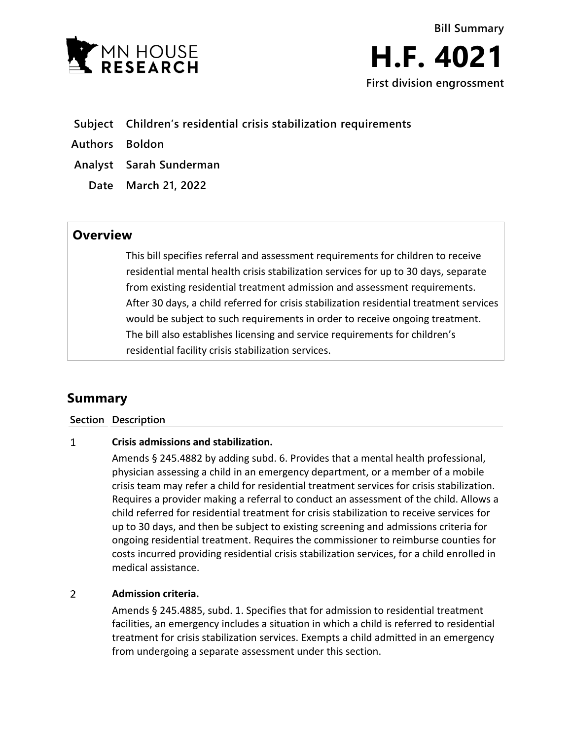Bill Summary

# H.F. 4021

**First division engrossment**

| | |
|---|---|
| **Subject** | **Children's residential crisis stabilization requirements** |
| **Authors** | **Boldon** |
| **Analyst** | **Sarah Sunderman** |
| **Date** | **March 21, 2022** |

## Overview

This bill specifies referral and assessment requirements for children to receive residential mental health crisis stabilization services for up to 30 days, separate from existing residential treatment admission and assessment requirements. After 30 days, a child referred for crisis stabilization residential treatment services would be subject to such requirements in order to receive ongoing treatment. The bill also establishes licensing and service requirements for children's residential facility crisis stabilization services.

## Summary

| Section | Description |
|---|---|
| 1 | **Crisis admissions and stabilization.**<br>Amends § 245.4882 by adding subd. 6. Provides that a mental health professional, physician assessing a child in an emergency department, or a member of a mobile crisis team may refer a child for residential treatment services for crisis stabilization. Requires a provider making a referral to conduct an assessment of the child. Allows a child referred for residential treatment for crisis stabilization to receive services for up to 30 days, and then be subject to existing screening and admissions criteria for ongoing residential treatment. Requires the commissioner to reimburse counties for costs incurred providing residential crisis stabilization services, for a child enrolled in medical assistance. |
| 2 | **Admission criteria.**<br>Amends § 245.4885, subd. 1. Specifies that for admission to residential treatment facilities, an emergency includes a situation in which a child is referred to residential treatment for crisis stabilization services. Exempts a child admitted in an emergency from undergoing a separate assessment under this section. |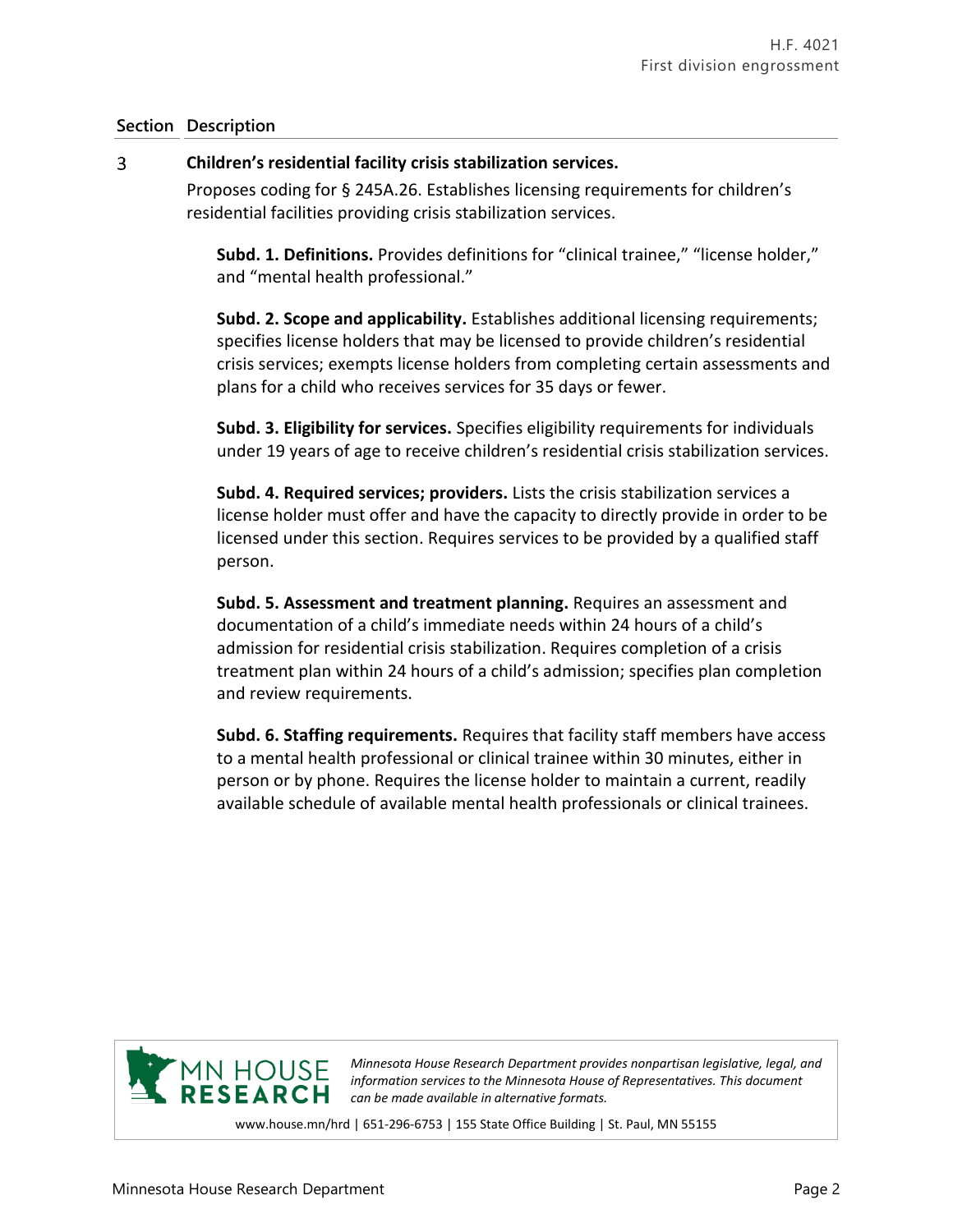| Section | Description |
|---|---|
| 3 | **Children's residential facility crisis stabilization services.** |

Proposes coding for § 245A.26. Establishes licensing requirements for children's residential facilities providing crisis stabilization services.

**Subd. 1. Definitions.** Provides definitions for "clinical trainee," "license holder," and "mental health professional."

**Subd. 2. Scope and applicability.** Establishes additional licensing requirements; specifies license holders that may be licensed to provide children's residential crisis services; exempts license holders from completing certain assessments and plans for a child who receives services for 35 days or fewer.

**Subd. 3. Eligibility for services.** Specifies eligibility requirements for individuals under 19 years of age to receive children's residential crisis stabilization services.

**Subd. 4. Required services; providers.** Lists the crisis stabilization services a license holder must offer and have the capacity to directly provide in order to be licensed under this section. Requires services to be provided by a qualified staff person.

**Subd. 5. Assessment and treatment planning.** Requires an assessment and documentation of a child's immediate needs within 24 hours of a child's admission for residential crisis stabilization. Requires completion of a crisis treatment plan within 24 hours of a child's admission; specifies plan completion and review requirements.

**Subd. 6. Staffing requirements.** Requires that facility staff members have access to a mental health professional or clinical trainee within 30 minutes, either in person or by phone. Requires the license holder to maintain a current, readily available schedule of available mental health professionals or clinical trainees.

MN HOUSE RESEARCH

*Minnesota House Research Department provides nonpartisan legislative, legal, and information services to the Minnesota House of Representatives. This document can be made available in alternative formats.*

www.house.mn/hrd | 651-296-6753 | 155 State Office Building | St. Paul, MN 55155